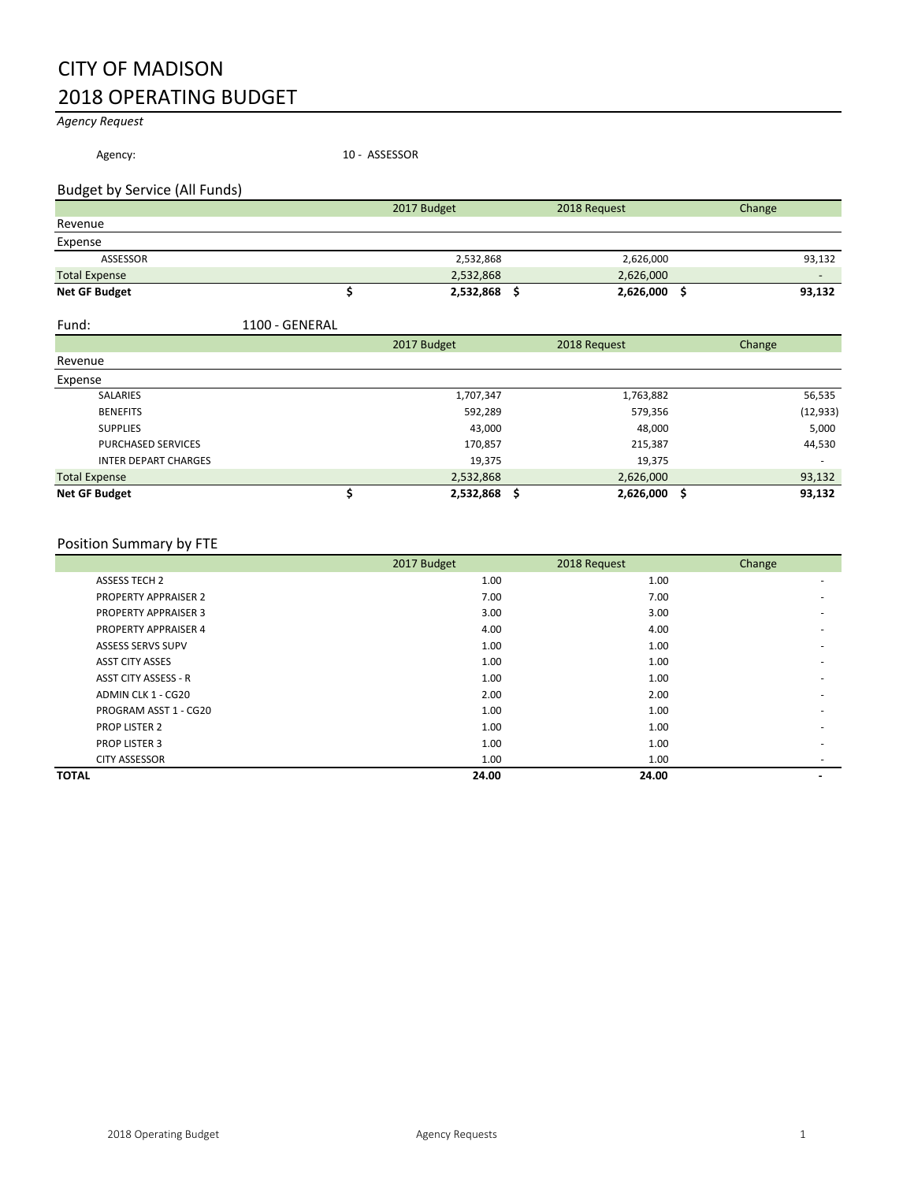# CITY OF MADISON
# 2018 OPERATING BUDGET

*Agency Request*

Agency: 10 - ASSESSOR

## Budget by Service (All Funds)

| | 2017 Budget | 2018 Request | Change |
|---|---|---|---|
| Revenue | | | |
| Expense | | | |
| ASSESSOR | 2,532,868 | 2,626,000 | 93,132 |
| Total Expense | 2,532,868 | 2,626,000 | - |
| **Net GF Budget** | **$ 2,532,868** | **$ 2,626,000** | **$ 93,132** |

Fund: 1100 - GENERAL

| | 2017 Budget | 2018 Request | Change |
|---|---|---|---|
| Revenue | | | |
| Expense | | | |
| SALARIES | 1,707,347 | 1,763,882 | 56,535 |
| BENEFITS | 592,289 | 579,356 | (12,933) |
| SUPPLIES | 43,000 | 48,000 | 5,000 |
| PURCHASED SERVICES | 170,857 | 215,387 | 44,530 |
| INTER DEPART CHARGES | 19,375 | 19,375 | - |
| Total Expense | 2,532,868 | 2,626,000 | 93,132 |
| **Net GF Budget** | **$ 2,532,868** | **$ 2,626,000** | **$ 93,132** |

## Position Summary by FTE

| | 2017 Budget | 2018 Request | Change |
|---|---|---|---|
| ASSESS TECH 2 | 1.00 | 1.00 | - |
| PROPERTY APPRAISER 2 | 7.00 | 7.00 | - |
| PROPERTY APPRAISER 3 | 3.00 | 3.00 | - |
| PROPERTY APPRAISER 4 | 4.00 | 4.00 | - |
| ASSESS SERVS SUPV | 1.00 | 1.00 | - |
| ASST CITY ASSES | 1.00 | 1.00 | - |
| ASST CITY ASSESS - R | 1.00 | 1.00 | - |
| ADMIN CLK 1 - CG20 | 2.00 | 2.00 | - |
| PROGRAM ASST 1 - CG20 | 1.00 | 1.00 | - |
| PROP LISTER 2 | 1.00 | 1.00 | - |
| PROP LISTER 3 | 1.00 | 1.00 | - |
| CITY ASSESSOR | 1.00 | 1.00 | - |
| **TOTAL** | **24.00** | **24.00** | **-** |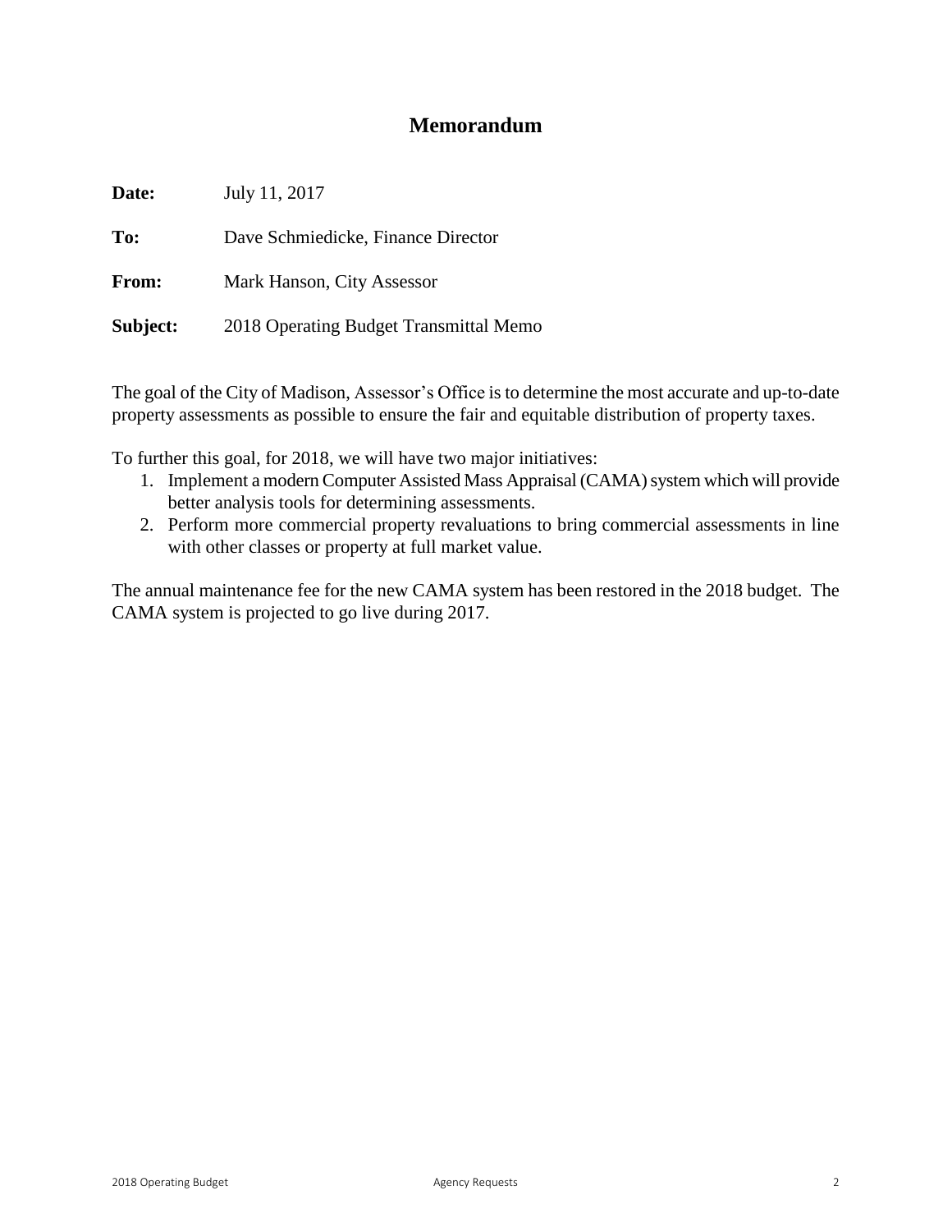# Memorandum

**Date:** July 11, 2017

**To:** Dave Schmiedicke, Finance Director

**From:** Mark Hanson, City Assessor

**Subject:** 2018 Operating Budget Transmittal Memo

The goal of the City of Madison, Assessor's Office is to determine the most accurate and up-to-date property assessments as possible to ensure the fair and equitable distribution of property taxes.

To further this goal, for 2018, we will have two major initiatives:

1. Implement a modern Computer Assisted Mass Appraisal (CAMA) system which will provide better analysis tools for determining assessments.
2. Perform more commercial property revaluations to bring commercial assessments in line with other classes or property at full market value.

The annual maintenance fee for the new CAMA system has been restored in the 2018 budget. The CAMA system is projected to go live during 2017.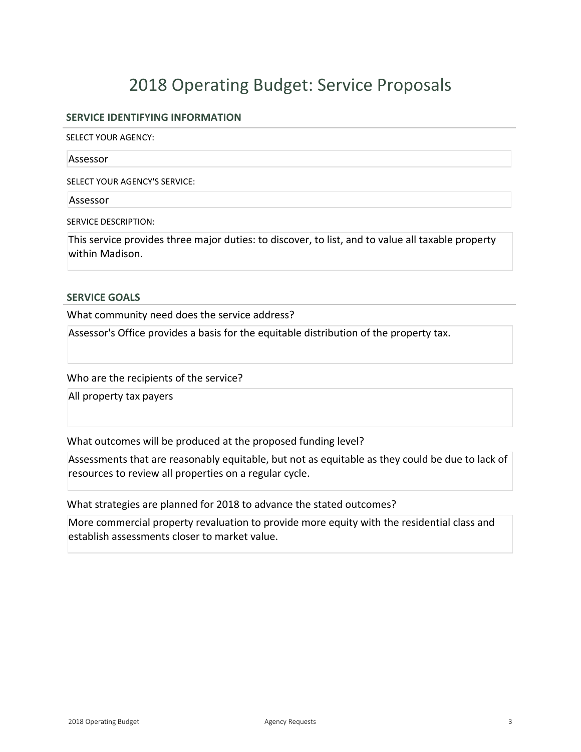# 2018 Operating Budget: Service Proposals

## SERVICE IDENTIFYING INFORMATION

SELECT YOUR AGENCY:

Assessor

SELECT YOUR AGENCY'S SERVICE:

Assessor

SERVICE DESCRIPTION:

This service provides three major duties: to discover, to list, and to value all taxable property within Madison.

## SERVICE GOALS

What community need does the service address?

Assessor's Office provides a basis for the equitable distribution of the property tax.

Who are the recipients of the service?

All property tax payers

What outcomes will be produced at the proposed funding level?

Assessments that are reasonably equitable, but not as equitable as they could be due to lack of resources to review all properties on a regular cycle.

What strategies are planned for 2018 to advance the stated outcomes?

More commercial property revaluation to provide more equity with the residential class and establish assessments closer to market value.